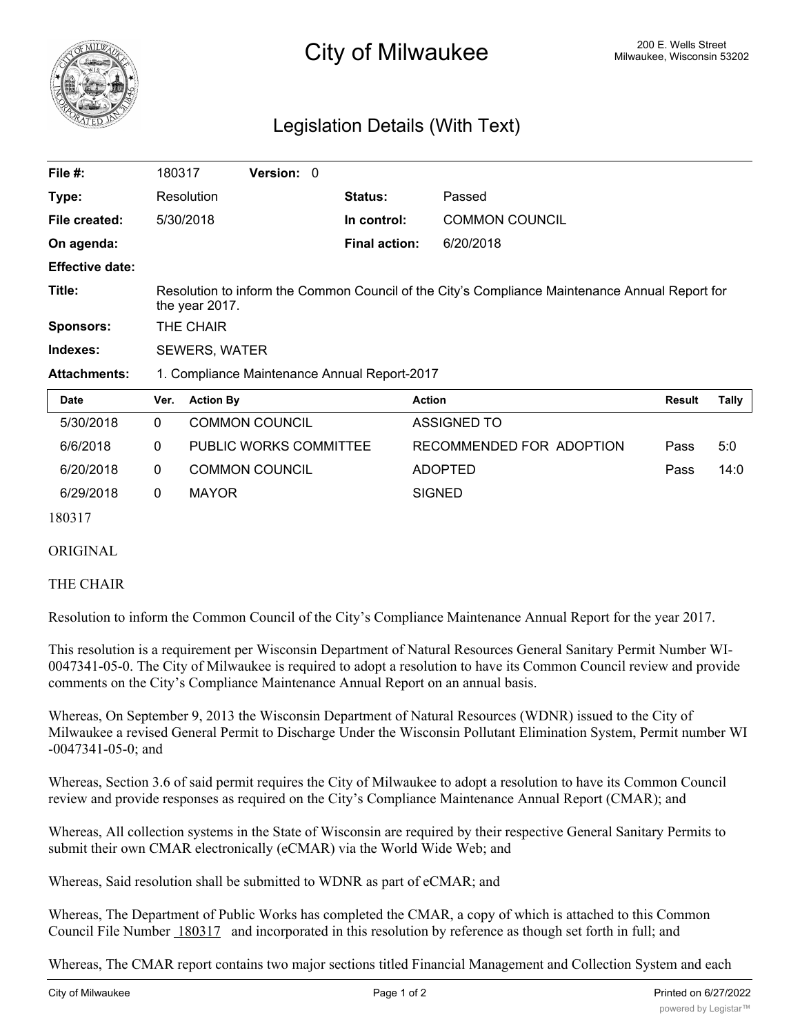# City of Milwaukee

200 E. Wells Street
Milwaukee, Wisconsin 53202

## Legislation Details (With Text)

| | | | |
|---|---|---|---|
| **File #:** | 180317 **Version:** 0 | | |
| **Type:** | Resolution | **Status:** | Passed |
| **File created:** | 5/30/2018 | **In control:** | COMMON COUNCIL |
| **On agenda:** | | **Final action:** | 6/20/2018 |
| **Effective date:** | | | |
| **Title:** | Resolution to inform the Common Council of the City's Compliance Maintenance Annual Report for the year 2017. | | |
| **Sponsors:** | THE CHAIR | | |
| **Indexes:** | SEWERS, WATER | | |
| **Attachments:** | 1. Compliance Maintenance Annual Report-2017 | | |

| Date | Ver. | Action By | Action | Result | Tally |
|---|---|---|---|---|---|
| 5/30/2018 | 0 | COMMON COUNCIL | ASSIGNED TO | | |
| 6/6/2018 | 0 | PUBLIC WORKS COMMITTEE | RECOMMENDED FOR ADOPTION | Pass | 5:0 |
| 6/20/2018 | 0 | COMMON COUNCIL | ADOPTED | Pass | 14:0 |
| 6/29/2018 | 0 | MAYOR | SIGNED | | |

180317

ORIGINAL

THE CHAIR

Resolution to inform the Common Council of the City's Compliance Maintenance Annual Report for the year 2017.

This resolution is a requirement per Wisconsin Department of Natural Resources General Sanitary Permit Number WI-0047341-05-0. The City of Milwaukee is required to adopt a resolution to have its Common Council review and provide comments on the City's Compliance Maintenance Annual Report on an annual basis.

Whereas, On September 9, 2013 the Wisconsin Department of Natural Resources (WDNR) issued to the City of Milwaukee a revised General Permit to Discharge Under the Wisconsin Pollutant Elimination System, Permit number WI -0047341-05-0; and

Whereas, Section 3.6 of said permit requires the City of Milwaukee to adopt a resolution to have its Common Council review and provide responses as required on the City's Compliance Maintenance Annual Report (CMAR); and

Whereas, All collection systems in the State of Wisconsin are required by their respective General Sanitary Permits to submit their own CMAR electronically (eCMAR) via the World Wide Web; and

Whereas, Said resolution shall be submitted to WDNR as part of eCMAR; and

Whereas, The Department of Public Works has completed the CMAR, a copy of which is attached to this Common Council File Number 180317 and incorporated in this resolution by reference as though set forth in full; and

Whereas, The CMAR report contains two major sections titled Financial Management and Collection System and each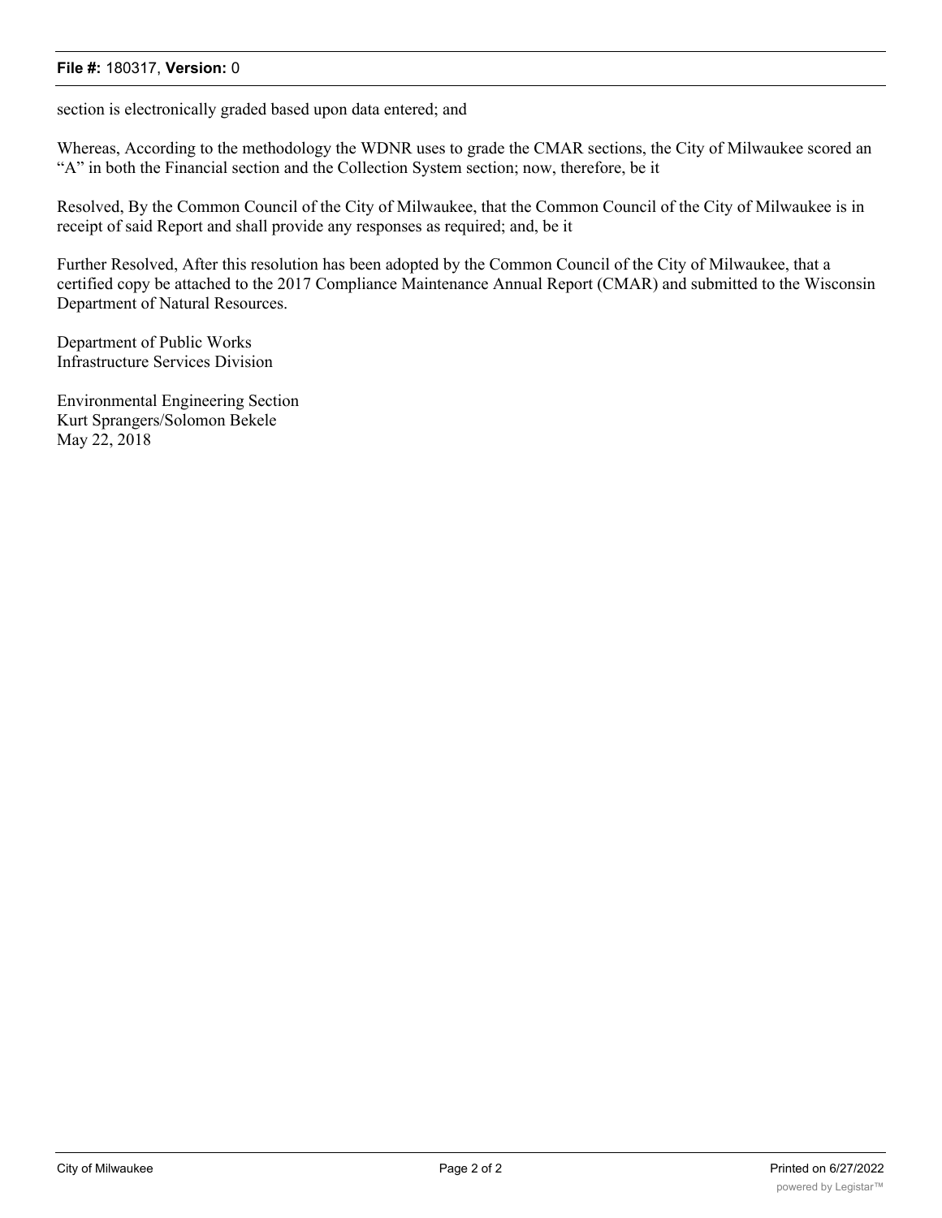section is electronically graded based upon data entered; and

Whereas, According to the methodology the WDNR uses to grade the CMAR sections, the City of Milwaukee scored an "A" in both the Financial section and the Collection System section; now, therefore, be it

Resolved, By the Common Council of the City of Milwaukee, that the Common Council of the City of Milwaukee is in receipt of said Report and shall provide any responses as required; and, be it

Further Resolved, After this resolution has been adopted by the Common Council of the City of Milwaukee, that a certified copy be attached to the 2017 Compliance Maintenance Annual Report (CMAR) and submitted to the Wisconsin Department of Natural Resources.

Department of Public Works
Infrastructure Services Division

Environmental Engineering Section
Kurt Sprangers/Solomon Bekele
May 22, 2018